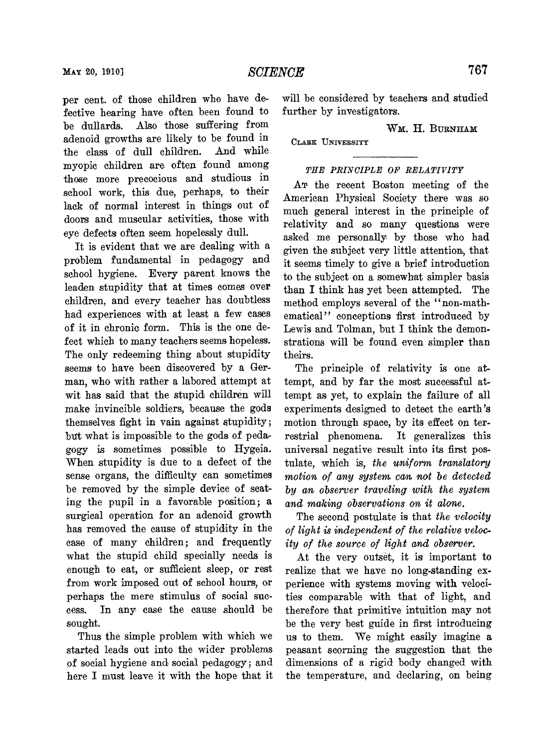per cent. of those children who have defective hearing have often been found to be dullards. Also those suffering from adenoid growths are likely to be found in the class of dull children. And while myopic children are often found among those more precocious and studious in school work, this due, perhaps, to their lack of normal interest in things out of doors and muscular activities, those with eye defects often seem hopelessly dull.

It is evident that we are dealing with a problem fundamental in pedagogy and school hygiene. Every parent knows the leaden stupidity that at times comes over children, and every teacher has doubtless had experiences with at least a few cases of it in chronic form. This is the one defect which to many teachers seems hopeless. The only redeeming thing about stupidity seems to have been discovered by a German, who with rather a labored attempt at wit has said that the stupid children will make invincible soldiers, because the gods themselves fight in vain against stupidity; but what is impossible to the gods of pedagogy is sometimes possible to Hygeia. When stupidity is due to a defect of the sense organs, the difficulty can sometimes be removed by the simple device of seating the pupil in a favorable position; a surgical operation for an adenoid growth has removed the cause of stupidity in the case of many children; and frequently what the stupid child specially needs is enough to eat, or sufficient sleep, or rest from work imposed out of school hours, or perhaps the mere stimulus of social success. In any case the cause should be sought.

Thus the simple problem with which we started leads out into the wider problems of social hygiene and social pedagogy; and here I must leave it with the hope that it will be considered by teachers and studied further by investigators.

WM. H. BURNHAM

CLARK UNIVERSITY

## THE PRINCIPLE OF RELATIVITY

At the recent Boston meeting of the American Physical Society there was so much general interest in the principle of relativity and so many questions were asked me personally by those who had given the subject very little attention, that it seems timely to give a brief introduction to the subject on a somewhat simpler basis than I think has yet been attempted. The method employs several of the "non-mathematical" conceptions first introduced by Lewis and Tolman, but I think the demonstrations will be found even simpler than theirs.

The principle of relativity is one attempt, and by far the most successful attempt as yet, to explain the failure of all experiments designed to detect the earth's motion through space, by its effect on terrestrial phenomena. It generalizes this universal negative result into its first postulate, which is, *the uniform translatory motion of any system can not be detected by an observer traveling with the system and making observations on it alone.*

The second postulate is that *the velocity of light is independent of the relative velocity of the source of light and observer.*

At the very outset, it is important to realize that we have no long-standing experience with systems moving with velocities comparable with that of light, and therefore that primitive intuition may not be the very best guide in first introducing us to them. We might easily imagine a peasant scorning the suggestion that the dimensions of a rigid body changed with the temperature, and declaring, on being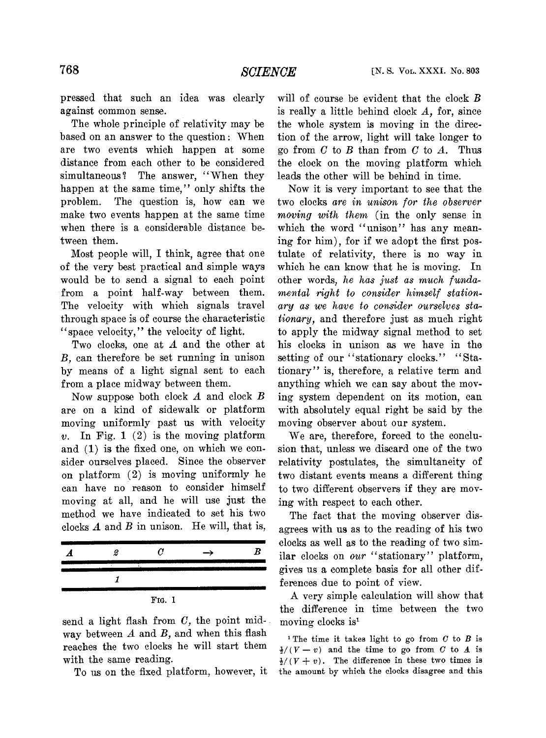pressed that such an idea was clearly against common sense.

The whole principle of relativity may be based on an answer to the question: When are two events which happen at some distance from each other to be considered simultaneous? The answer, "When they happen at the same time," only shifts the problem. The question is, how can we make two events happen at the same time when there is a considerable distance between them.

Most people will, I think, agree that one of the very best practical and simple ways would be to send a signal to each point from a point half-way between them. The velocity with which signals travel through space is of course the characteristic "space velocity," the velocity of light.

Two clocks, one at $A$ and the other at $B$, can therefore be set running in unison by means of a light signal sent to each from a place midway between them.

Now suppose both clock $A$ and clock $B$ are on a kind of sidewalk or platform moving uniformly past us with velocity $v$. In Fig. 1 (2) is the moving platform and (1) is the fixed one, on which we consider ourselves placed. Since the observer on platform (2) is moving uniformly he can have no reason to consider himself moving at all, and he will use just the method we have indicated to set his two clocks $A$ and $B$ in unison. He will, that is,

| A | 2 | C | → | B |
|---|---|---|---|---|
| | 1 | | | |

FIG. 1

send a light flash from $C$, the point midway between $A$ and $B$, and when this flash reaches the two clocks he will start them with the same reading.

To us on the fixed platform, however, it will of course be evident that the clock $B$ is really a little behind clock $A$, for, since the whole system is moving in the direction of the arrow, light will take longer to go from $C$ to $B$ than from $C$ to $A$. Thus the clock on the moving platform which leads the other will be behind in time.

Now it is very important to see that the two clocks *are in unison for the observer moving with them* (in the only sense in which the word "unison" has any meaning for him), for if we adopt the first postulate of relativity, there is no way in which he can know that he is moving. In other words, *he has just as much fundamental right to consider himself stationary as we have to consider ourselves stationary*, and therefore just as much right to apply the midway signal method to set his clocks in unison as we have in the setting of our "stationary clocks." "Stationary" is, therefore, a relative term and anything which we can say about the moving system dependent on its motion, can with absolutely equal right be said by the moving observer about our system.

We are, therefore, forced to the conclusion that, unless we discard one of the two relativity postulates, the simultaneity of two distant events means a different thing to two different observers if they are moving with respect to each other.

The fact that the moving observer disagrees with us as to the reading of his two clocks as well as to the reading of two similar clocks on *our* "stationary" platform, gives us a complete basis for all other differences due to point of view.

A very simple calculation will show that the difference in time between the two moving clocks is[1]

[1] The time it takes light to go from $C$ to $B$ is $\frac{l}{2}/(V-v)$ and the time to go from $C$ to $A$ is $\frac{l}{2}/(V+v)$. The difference in these two times is the amount by which the clocks disagree and this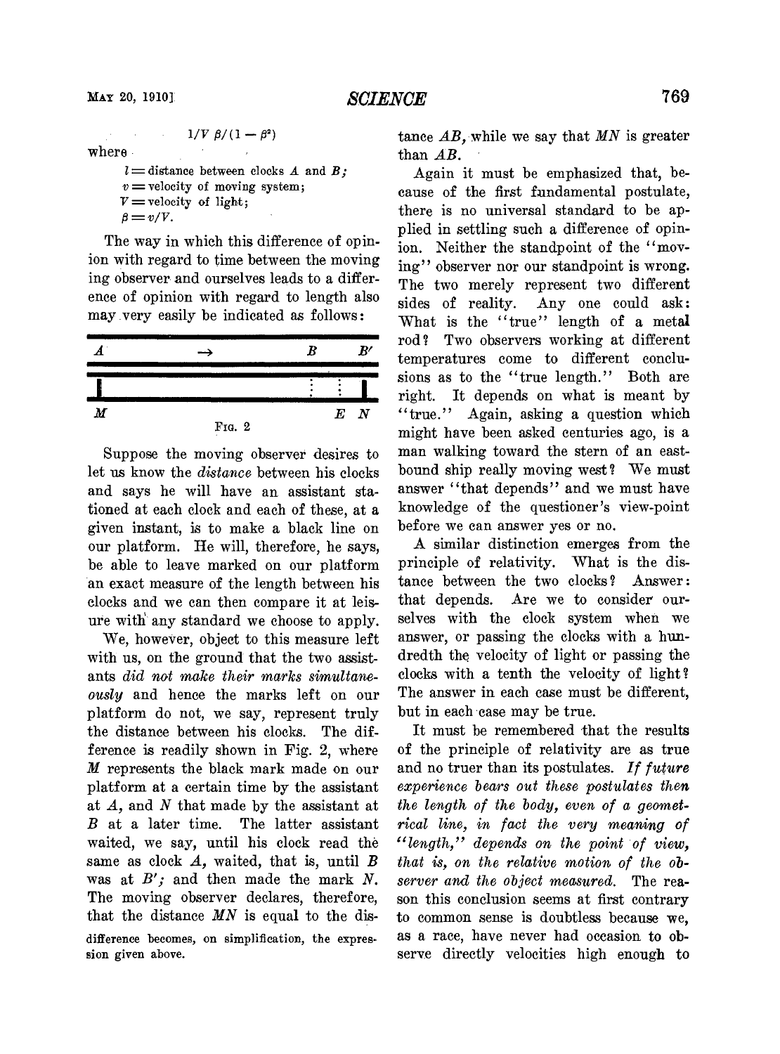$$1/V\ \beta/(1-\beta^2)$$

where

$l$ = distance between clocks $A$ and $B$;
$v$ = velocity of moving system;
$V$ = velocity of light;
$\beta = v/V$.

The way in which this difference of opinion with regard to time between the moving observer and ourselves leads to a difference of opinion with regard to length also may very easily be indicated as follows:

FIG. 2

Suppose the moving observer desires to let us know the *distance* between his clocks and says he will have an assistant stationed at each clock and each of these, at a given instant, is to make a black line on our platform. He will, therefore, he says, be able to leave marked on our platform an exact measure of the length between his clocks and we can then compare it at leisure with any standard we choose to apply.

We, however, object to this measure left with us, on the ground that the two assistants *did not make their marks simultaneously* and hence the marks left on our platform do not, we say, represent truly the distance between his clocks. The difference is readily shown in Fig. 2, where $M$ represents the black mark made on our platform at a certain time by the assistant at $A$, and $N$ that made by the assistant at $B$ at a later time. The latter assistant waited, we say, until his clock read the same as clock $A$, waited, that is, until $B$ was at $B'$; and then made the mark $N$. The moving observer declares, therefore, that the distance $MN$ is equal to the distance $AB$, while we say that $MN$ is greater than $AB$.

difference becomes, on simplification, the expression given above.

Again it must be emphasized that, because of the first fundamental postulate, there is no universal standard to be applied in settling such a difference of opinion. Neither the standpoint of the "moving" observer nor our standpoint is wrong. The two merely represent two different sides of reality. Any one could ask: What is the "true" length of a metal rod? Two observers working at different temperatures come to different conclusions as to the "true length." Both are right. It depends on what is meant by "true." Again, asking a question which might have been asked centuries ago, is a man walking toward the stern of an eastbound ship really moving west? We must answer "that depends" and we must have knowledge of the questioner's view-point before we can answer yes or no.

A similar distinction emerges from the principle of relativity. What is the distance between the two clocks? Answer: that depends. Are we to consider ourselves with the clock system when we answer, or passing the clocks with a hundredth the velocity of light or passing the clocks with a tenth the velocity of light? The answer in each case must be different, but in each case may be true.

It must be remembered that the results of the principle of relativity are as true and no truer than its postulates. *If future experience bears out these postulates then the length of the body, even of a geometrical line, in fact the very meaning of "length," depends on the point of view, that is, on the relative motion of the observer and the object measured.* The reason this conclusion seems at first contrary to common sense is doubtless because we, as a race, have never had occasion to observe directly velocities high enough to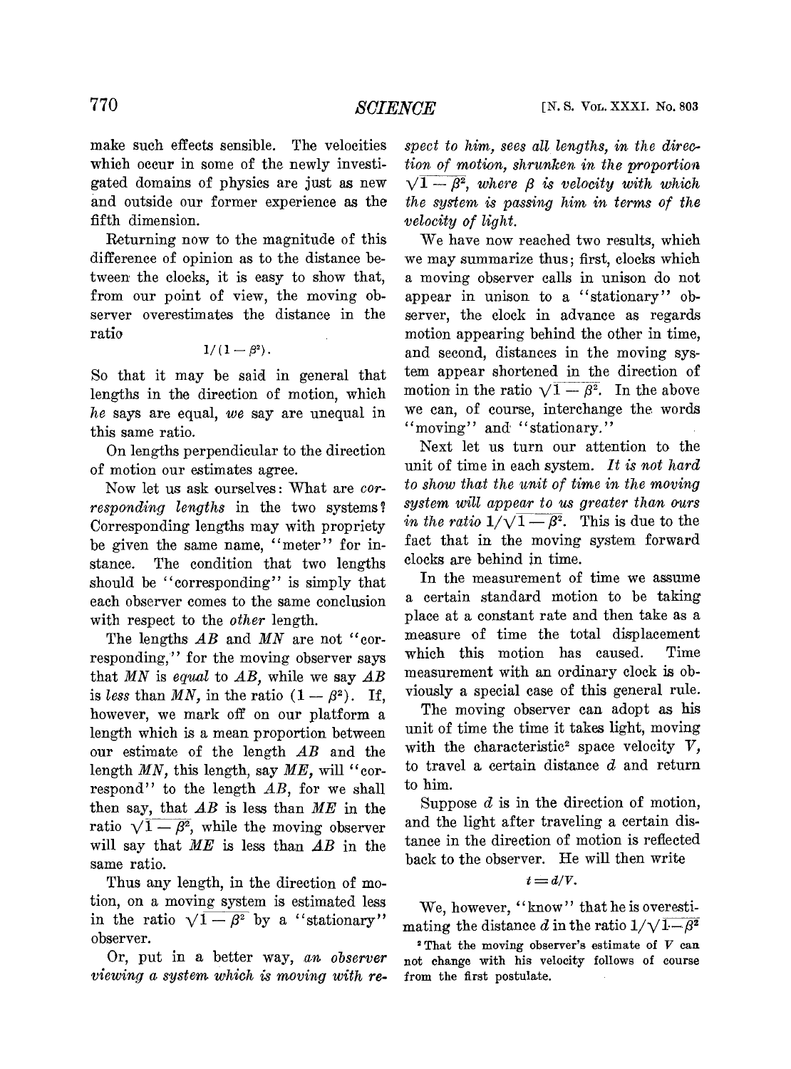make such effects sensible. The velocities which occur in some of the newly investigated domains of physics are just as new and outside our former experience as the fifth dimension.

Returning now to the magnitude of this difference of opinion as to the distance between the clocks, it is easy to show that, from our point of view, the moving observer overestimates the distance in the ratio

$$1/(1-\beta^2).$$

So that it may be said in general that lengths in the direction of motion, which *he* says are equal, *we* say are unequal in this same ratio.

On lengths perpendicular to the direction of motion our estimates agree.

Now let us ask ourselves: What are *corresponding lengths* in the two systems? Corresponding lengths may with propriety be given the same name, "meter" for instance. The condition that two lengths should be "corresponding" is simply that each observer comes to the same conclusion with respect to the *other* length.

The lengths *AB* and *MN* are not "corresponding," for the moving observer says that *MN* is *equal* to *AB*, while we say *AB* is *less* than *MN*, in the ratio $(1-\beta^2)$. If, however, we mark off on our platform a length which is a mean proportion between our estimate of the length *AB* and the length *MN*, this length, say *ME*, will "correspond" to the length *AB*, for we shall then say, that *AB* is less than *ME* in the ratio $\sqrt{1-\beta^2}$, while the moving observer will say that *ME* is less than *AB* in the same ratio.

Thus any length, in the direction of motion, on a moving system is estimated less in the ratio $\sqrt{1-\beta^2}$ by a "stationary" observer.

Or, put in a better way, *an observer viewing a system which is moving with respect to him, sees all lengths, in the direction of motion, shrunken in the proportion* $\sqrt{1-\beta^2}$, *where* $\beta$ *is velocity with which the system is passing him in terms of the velocity of light.*

We have now reached two results, which we may summarize thus; first, clocks which a moving observer calls in unison do not appear in unison to a "stationary" observer, the clock in advance as regards motion appearing behind the other in time, and second, distances in the moving system appear shortened in the direction of motion in the ratio $\sqrt{1-\beta^2}$. In the above we can, of course, interchange the words "moving" and "stationary."

Next let us turn our attention to the unit of time in each system. *It is not hard to show that the unit of time in the moving system will appear to us greater than ours in the ratio* $1/\sqrt{1-\beta^2}$. This is due to the fact that in the moving system forward clocks are behind in time.

In the measurement of time we assume a certain standard motion to be taking place at a constant rate and then take as a measure of time the total displacement which this motion has caused. Time measurement with an ordinary clock is obviously a special case of this general rule.

The moving observer can adopt as his unit of time the time it takes light, moving with the characteristic[2] space velocity $V$, to travel a certain distance $d$ and return to him.

Suppose $d$ is in the direction of motion, and the light after traveling a certain distance in the direction of motion is reflected back to the observer. He will then write

$$t = d/V.$$

We, however, "know" that he is overestimating the distance $d$ in the ratio $1/\sqrt{1-\beta^2}$

[2] That the moving observer's estimate of $V$ can not change with his velocity follows of course from the first postulate.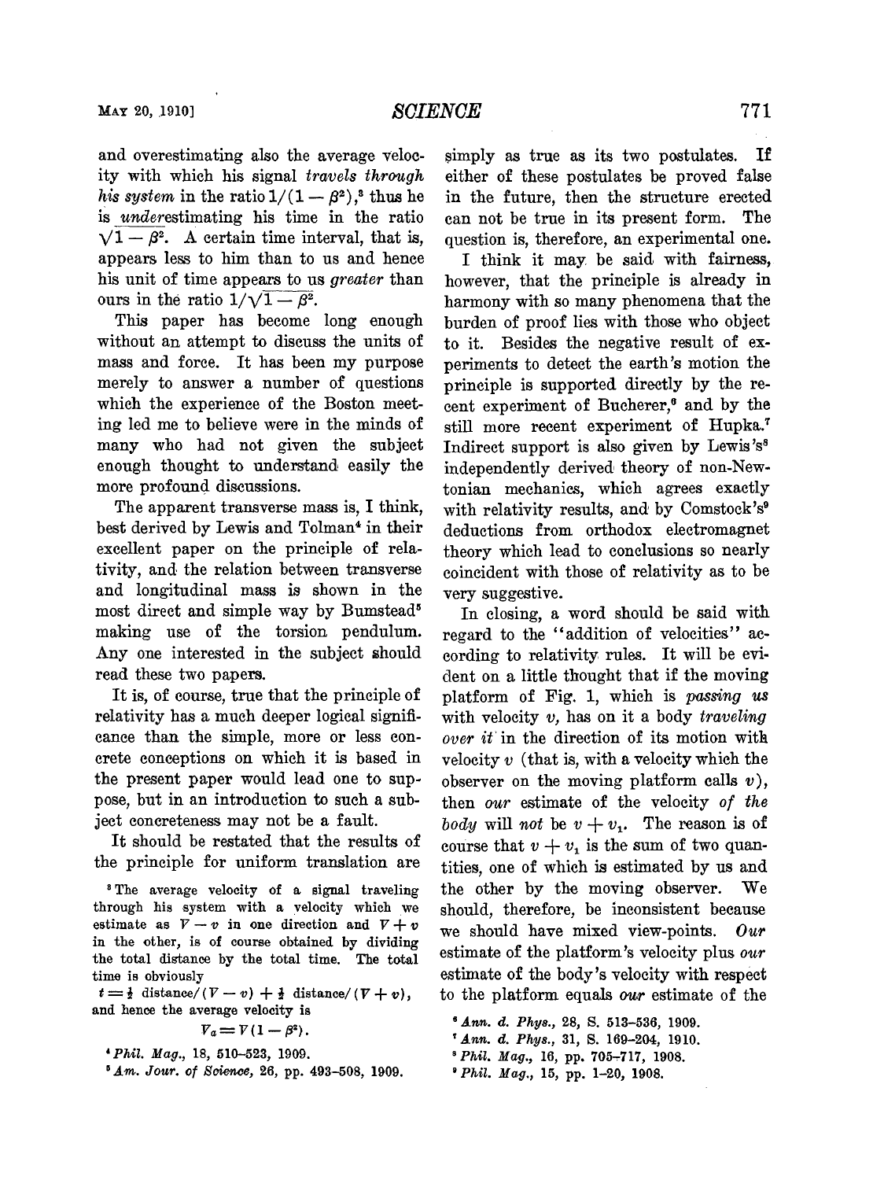and overestimating also the average velocity with which his signal *travels through his system* in the ratio $1/(1-\beta^2)$,[3] thus he is *under*estimating his time in the ratio $\sqrt{1-\beta^2}$. A certain time interval, that is, appears less to him than to us and hence his unit of time appears to us *greater* than ours in the ratio $1/\sqrt{1-\beta^2}$.

This paper has become long enough without an attempt to discuss the units of mass and force. It has been my purpose merely to answer a number of questions which the experience of the Boston meeting led me to believe were in the minds of many who had not given the subject enough thought to understand easily the more profound discussions.

The apparent transverse mass is, I think, best derived by Lewis and Tolman[4] in their excellent paper on the principle of relativity, and the relation between transverse and longitudinal mass is shown in the most direct and simple way by Bumstead[5] making use of the torsion pendulum. Any one interested in the subject should read these two papers.

It is, of course, true that the principle of relativity has a much deeper logical significance than the simple, more or less concrete conceptions on which it is based in the present paper would lead one to suppose, but in an introduction to such a subject concreteness may not be a fault.

It should be restated that the results of the principle for uniform translation are simply as true as its two postulates. If either of these postulates be proved false in the future, then the structure erected can not be true in its present form. The question is, therefore, an experimental one.

I think it may be said with fairness, however, that the principle is already in harmony with so many phenomena that the burden of proof lies with those who object to it. Besides the negative result of experiments to detect the earth's motion the principle is supported directly by the recent experiment of Bucherer,[6] and by the still more recent experiment of Hupka.[7] Indirect support is also given by Lewis's[8] independently derived theory of non-Newtonian mechanics, which agrees exactly with relativity results, and by Comstock's[9] deductions from orthodox electromagnet theory which lead to conclusions so nearly coincident with those of relativity as to be very suggestive.

In closing, a word should be said with regard to the "addition of velocities" according to relativity rules. It will be evident on a little thought that if the moving platform of Fig. 1, which is *passing us* with velocity $v$, has on it a body *traveling over it* in the direction of its motion with velocity $v$ (that is, with a velocity which the observer on the moving platform calls $v$), then *our* estimate of the velocity *of the body* will *not* be $v + v_1$. The reason is of course that $v + v_1$ is the sum of two quantities, one of which is estimated by us and the other by the moving observer. We should, therefore, be inconsistent because we should have mixed view-points. *Our* estimate of the platform's velocity plus *our* estimate of the body's velocity with respect to the platform equals *our* estimate of the

[3] The average velocity of a signal traveling through his system with a velocity which we estimate as $V - v$ in one direction and $V + v$ in the other, is of course obtained by dividing the total distance by the total time. The total time is obviously

$$t = \tfrac{1}{2}\text{ distance}/(V-v) + \tfrac{1}{2}\text{ distance}/(V+v),$$

and hence the average velocity is

$$V_a = V(1-\beta^2).$$

[4] *Phil. Mag.*, 18, 510–523, 1909.

[5] *Am. Jour. of Science*, 26, pp. 493–508, 1909.

[6] *Ann. d. Phys.*, 28, S. 513–536, 1909.

[7] *Ann. d. Phys.*, 31, S. 169–204, 1910.

[8] *Phil. Mag.*, 16, pp. 705–717, 1908.

[9] *Phil. Mag.*, 15, pp. 1–20, 1908.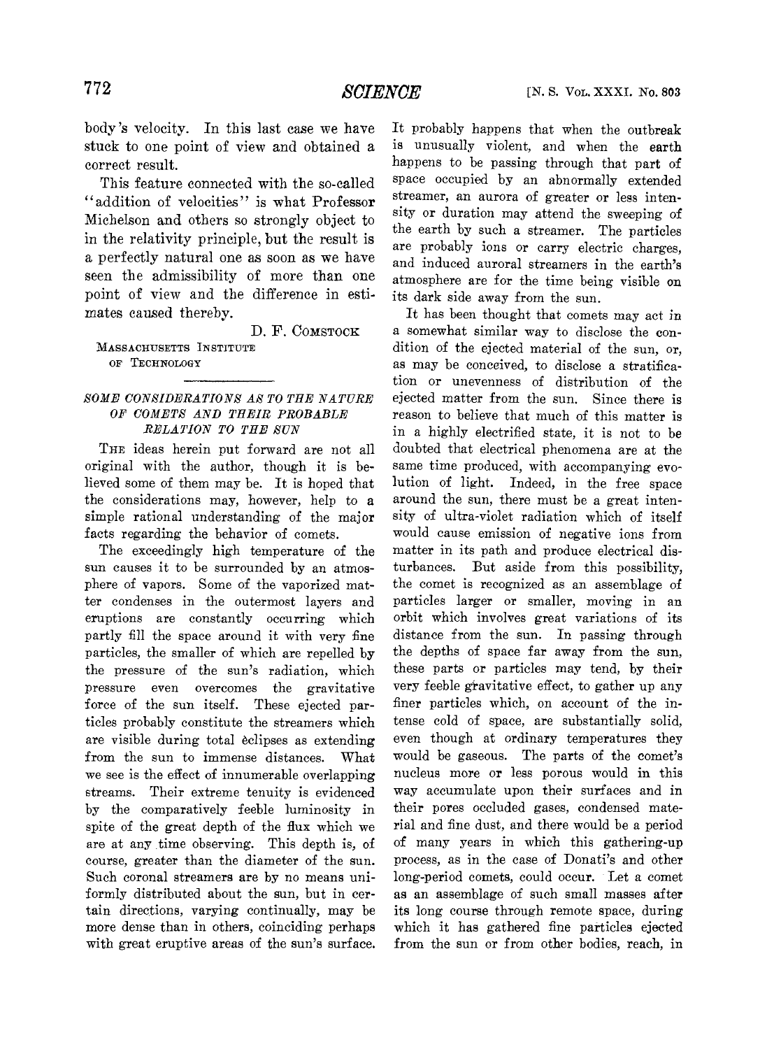body's velocity. In this last case we have stuck to one point of view and obtained a correct result.

This feature connected with the so-called "addition of velocities" is what Professor Michelson and others so strongly object to in the relativity principle, but the result is a perfectly natural one as soon as we have seen the admissibility of more than one point of view and the difference in estimates caused thereby.

D. F. COMSTOCK

MASSACHUSETTS INSTITUTE OF TECHNOLOGY

## SOME CONSIDERATIONS AS TO THE NATURE OF COMETS AND THEIR PROBABLE RELATION TO THE SUN

THE ideas herein put forward are not all original with the author, though it is believed some of them may be. It is hoped that the considerations may, however, help to a simple rational understanding of the major facts regarding the behavior of comets.

The exceedingly high temperature of the sun causes it to be surrounded by an atmosphere of vapors. Some of the vaporized matter condenses in the outermost layers and eruptions are constantly occurring which partly fill the space around it with very fine particles, the smaller of which are repelled by the pressure of the sun's radiation, which pressure even overcomes the gravitative force of the sun itself. These ejected particles probably constitute the streamers which are visible during total èclipses as extending from the sun to immense distances. What we see is the effect of innumerable overlapping streams. Their extreme tenuity is evidenced by the comparatively feeble luminosity in spite of the great depth of the flux which we are at any time observing. This depth is, of course, greater than the diameter of the sun. Such coronal streamers are by no means uniformly distributed about the sun, but in certain directions, varying continually, may be more dense than in others, coinciding perhaps with great eruptive areas of the sun's surface. It probably happens that when the outbreak is unusually violent, and when the earth happens to be passing through that part of space occupied by an abnormally extended streamer, an aurora of greater or less intensity or duration may attend the sweeping of the earth by such a streamer. The particles are probably ions or carry electric charges, and induced auroral streamers in the earth's atmosphere are for the time being visible on its dark side away from the sun.

It has been thought that comets may act in a somewhat similar way to disclose the condition of the ejected material of the sun, or, as may be conceived, to disclose a stratification or unevenness of distribution of the ejected matter from the sun. Since there is reason to believe that much of this matter is in a highly electrified state, it is not to be doubted that electrical phenomena are at the same time produced, with accompanying evolution of light. Indeed, in the free space around the sun, there must be a great intensity of ultra-violet radiation which of itself would cause emission of negative ions from matter in its path and produce electrical disturbances. But aside from this possibility, the comet is recognized as an assemblage of particles larger or smaller, moving in an orbit which involves great variations of its distance from the sun. In passing through the depths of space far away from the sun, these parts or particles may tend, by their very feeble gravitative effect, to gather up any finer particles which, on account of the intense cold of space, are substantially solid, even though at ordinary temperatures they would be gaseous. The parts of the comet's nucleus more or less porous would in this way accumulate upon their surfaces and in their pores occluded gases, condensed material and fine dust, and there would be a period of many years in which this gathering-up process, as in the case of Donati's and other long-period comets, could occur. Let a comet as an assemblage of such small masses after its long course through remote space, during which it has gathered fine particles ejected from the sun or from other bodies, reach, in